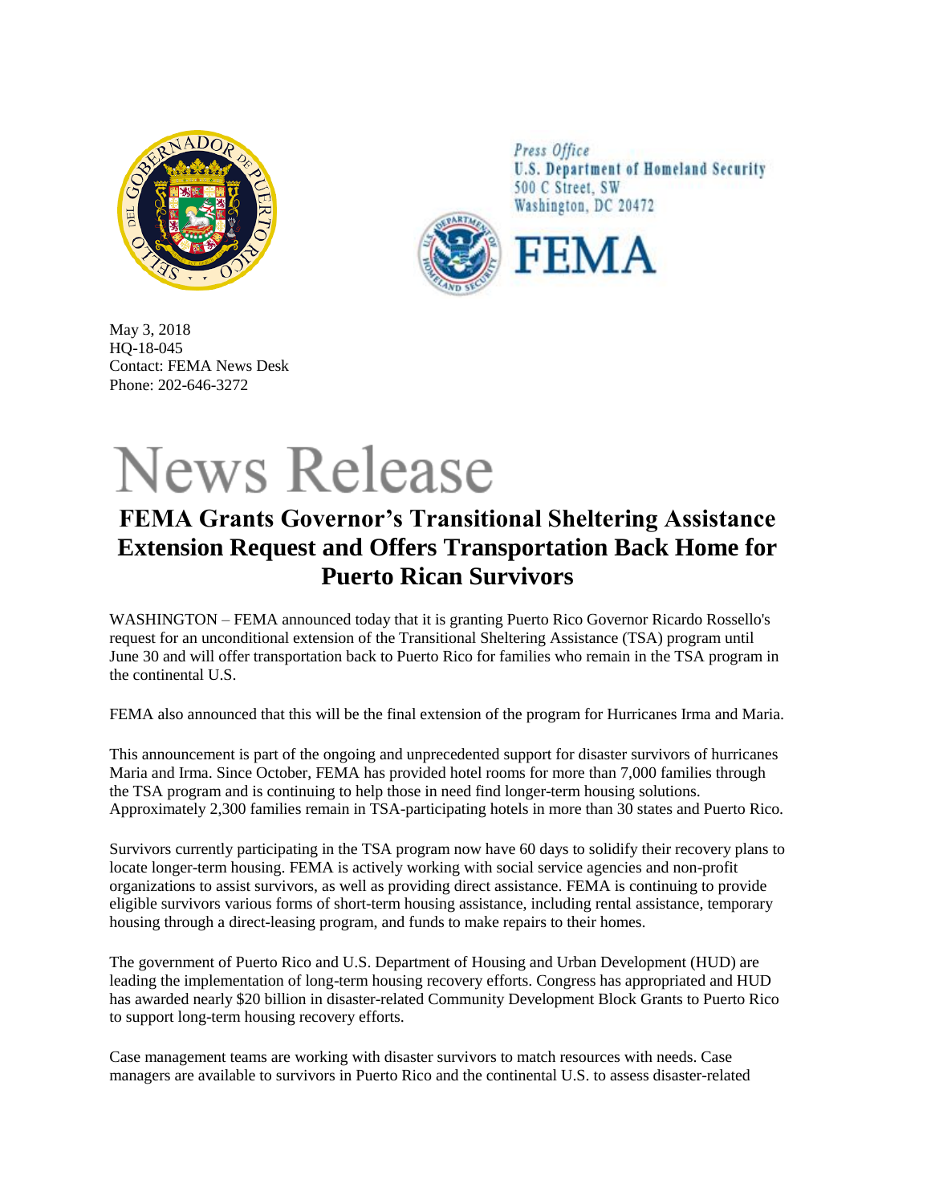Press Office
U.S. Department of Homeland Security
500 C Street, SW
Washington, DC 20472

FEMA

May 3, 2018
HQ-18-045
Contact: FEMA News Desk
Phone: 202-646-3272

# News Release

## FEMA Grants Governor's Transitional Sheltering Assistance Extension Request and Offers Transportation Back Home for Puerto Rican Survivors

WASHINGTON – FEMA announced today that it is granting Puerto Rico Governor Ricardo Rossello's request for an unconditional extension of the Transitional Sheltering Assistance (TSA) program until June 30 and will offer transportation back to Puerto Rico for families who remain in the TSA program in the continental U.S.

FEMA also announced that this will be the final extension of the program for Hurricanes Irma and Maria.

This announcement is part of the ongoing and unprecedented support for disaster survivors of hurricanes Maria and Irma. Since October, FEMA has provided hotel rooms for more than 7,000 families through the TSA program and is continuing to help those in need find longer-term housing solutions. Approximately 2,300 families remain in TSA-participating hotels in more than 30 states and Puerto Rico.

Survivors currently participating in the TSA program now have 60 days to solidify their recovery plans to locate longer-term housing. FEMA is actively working with social service agencies and non-profit organizations to assist survivors, as well as providing direct assistance. FEMA is continuing to provide eligible survivors various forms of short-term housing assistance, including rental assistance, temporary housing through a direct-leasing program, and funds to make repairs to their homes.

The government of Puerto Rico and U.S. Department of Housing and Urban Development (HUD) are leading the implementation of long-term housing recovery efforts. Congress has appropriated and HUD has awarded nearly $20 billion in disaster-related Community Development Block Grants to Puerto Rico to support long-term housing recovery efforts.

Case management teams are working with disaster survivors to match resources with needs. Case managers are available to survivors in Puerto Rico and the continental U.S. to assess disaster-related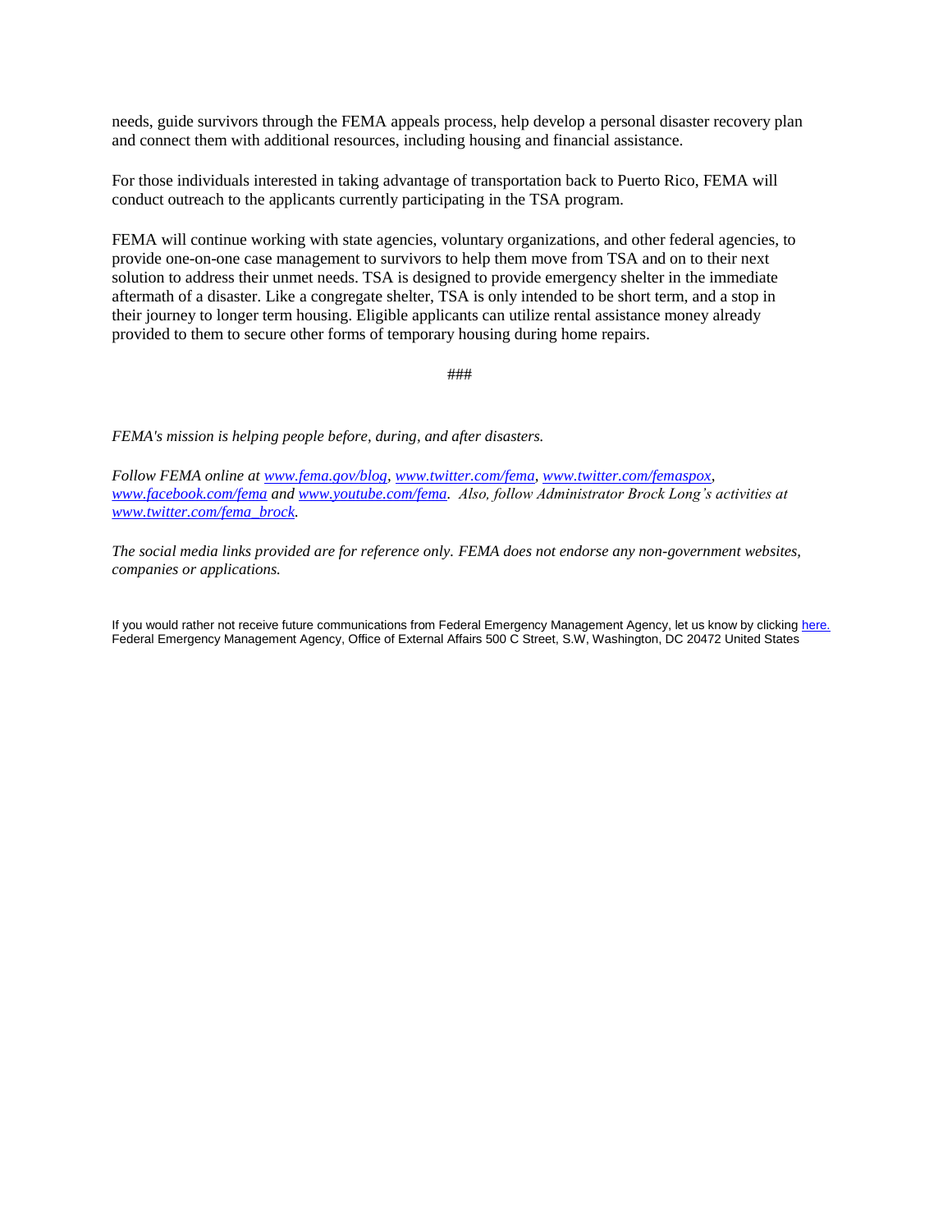needs, guide survivors through the FEMA appeals process, help develop a personal disaster recovery plan and connect them with additional resources, including housing and financial assistance.

For those individuals interested in taking advantage of transportation back to Puerto Rico, FEMA will conduct outreach to the applicants currently participating in the TSA program.

FEMA will continue working with state agencies, voluntary organizations, and other federal agencies, to provide one-on-one case management to survivors to help them move from TSA and on to their next solution to address their unmet needs. TSA is designed to provide emergency shelter in the immediate aftermath of a disaster. Like a congregate shelter, TSA is only intended to be short term, and a stop in their journey to longer term housing. Eligible applicants can utilize rental assistance money already provided to them to secure other forms of temporary housing during home repairs.

###

*FEMA's mission is helping people before, during, and after disasters.*

*Follow FEMA online at [www.fema.gov/blog](www.fema.gov/blog), [www.twitter.com/fema](www.twitter.com/fema), [www.twitter.com/femaspox](www.twitter.com/femaspox), [www.facebook.com/fema](www.facebook.com/fema) and [www.youtube.com/fema](www.youtube.com/fema). Also, follow Administrator Brock Long's activities at [www.twitter.com/fema_brock](www.twitter.com/fema_brock).*

*The social media links provided are for reference only. FEMA does not endorse any non-government websites, companies or applications.*

If you would rather not receive future communications from Federal Emergency Management Agency, let us know by clicking here.
Federal Emergency Management Agency, Office of External Affairs 500 C Street, S.W, Washington, DC 20472 United States